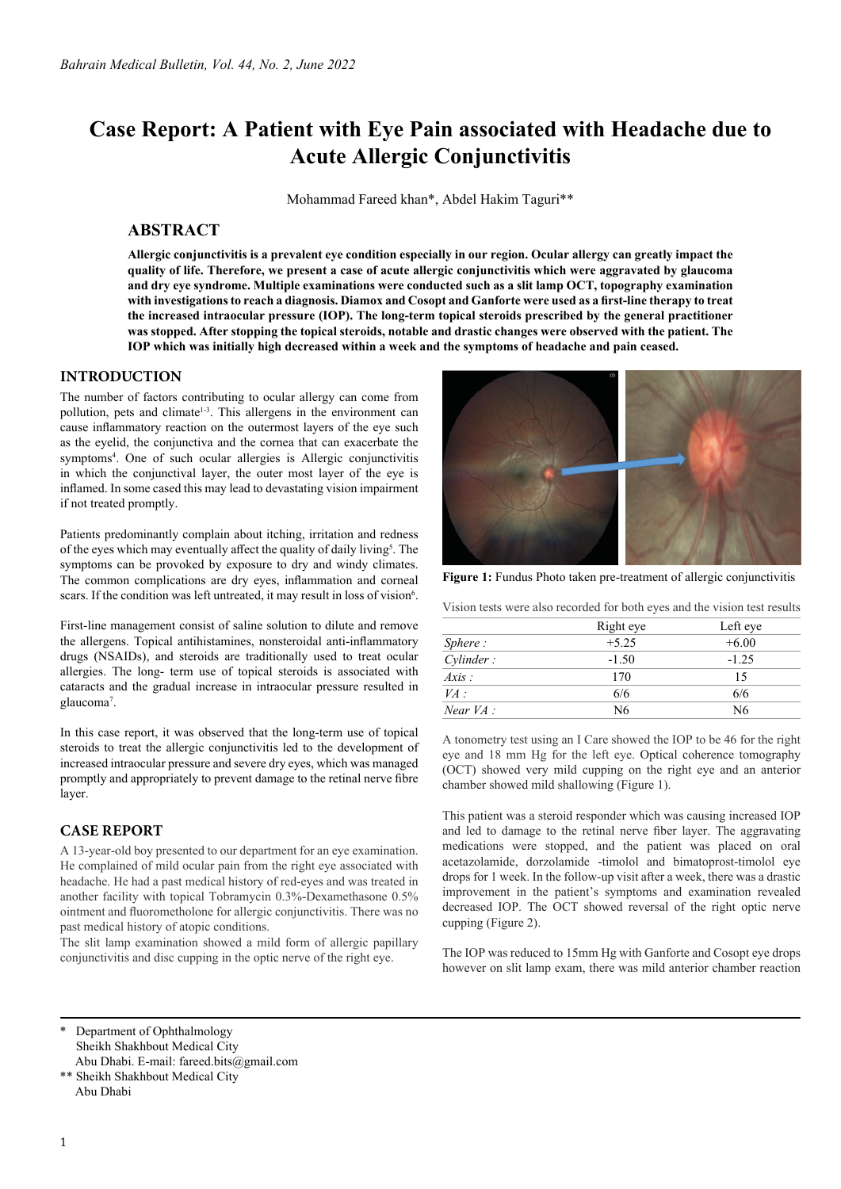# Case Report: A Patient with Eye Pain associated with Headache due to Acute Allergic Conjunctivitis

Mohammad Fareed khan*, Abdel Hakim Taguri**

## ABSTRACT

**Allergic conjunctivitis is a prevalent eye condition especially in our region. Ocular allergy can greatly impact the quality of life. Therefore, we present a case of acute allergic conjunctivitis which were aggravated by glaucoma and dry eye syndrome. Multiple examinations were conducted such as a slit lamp OCT, topography examination with investigations to reach a diagnosis. Diamox and Cosopt and Ganforte were used as a first-line therapy to treat the increased intraocular pressure (IOP). The long-term topical steroids prescribed by the general practitioner was stopped. After stopping the topical steroids, notable and drastic changes were observed with the patient. The IOP which was initially high decreased within a week and the symptoms of headache and pain ceased.**

## INTRODUCTION

The number of factors contributing to ocular allergy can come from pollution, pets and climate[1-3]. This allergens in the environment can cause inflammatory reaction on the outermost layers of the eye such as the eyelid, the conjunctiva and the cornea that can exacerbate the symptoms[4]. One of such ocular allergies is Allergic conjunctivitis in which the conjunctival layer, the outer most layer of the eye is inflamed. In some cased this may lead to devastating vision impairment if not treated promptly.

Patients predominantly complain about itching, irritation and redness of the eyes which may eventually affect the quality of daily living[5]. The symptoms can be provoked by exposure to dry and windy climates. The common complications are dry eyes, inflammation and corneal scars. If the condition was left untreated, it may result in loss of vision[6].

First-line management consist of saline solution to dilute and remove the allergens. Topical antihistamines, nonsteroidal anti-inflammatory drugs (NSAIDs), and steroids are traditionally used to treat ocular allergies. The long- term use of topical steroids is associated with cataracts and the gradual increase in intraocular pressure resulted in glaucoma[7].

In this case report, it was observed that the long-term use of topical steroids to treat the allergic conjunctivitis led to the development of increased intraocular pressure and severe dry eyes, which was managed promptly and appropriately to prevent damage to the retinal nerve fibre layer.

## CASE REPORT

A 13-year-old boy presented to our department for an eye examination. He complained of mild ocular pain from the right eye associated with headache. He had a past medical history of red-eyes and was treated in another facility with topical Tobramycin 0.3%-Dexamethasone 0.5% ointment and fluorometholone for allergic conjunctivitis. There was no past medical history of atopic conditions.

The slit lamp examination showed a mild form of allergic papillary conjunctivitis and disc cupping in the optic nerve of the right eye.

**Figure 1:** Fundus Photo taken pre-treatment of allergic conjunctivitis

Vision tests were also recorded for both eyes and the vision test results

| | Right eye | Left eye |
|---|---|---|
| *Sphere :* | +5.25 | +6.00 |
| *Cylinder :* | -1.50 | -1.25 |
| *Axis :* | 170 | 15 |
| *VA :* | 6/6 | 6/6 |
| *Near VA :* | N6 | N6 |

A tonometry test using an I Care showed the IOP to be 46 for the right eye and 18 mm Hg for the left eye. Optical coherence tomography (OCT) showed very mild cupping on the right eye and an anterior chamber showed mild shallowing (Figure 1).

This patient was a steroid responder which was causing increased IOP and led to damage to the retinal nerve fiber layer. The aggravating medications were stopped, and the patient was placed on oral acetazolamide, dorzolamide -timolol and bimatoprost-timolol eye drops for 1 week. In the follow-up visit after a week, there was a drastic improvement in the patient's symptoms and examination revealed decreased IOP. The OCT showed reversal of the right optic nerve cupping (Figure 2).

The IOP was reduced to 15mm Hg with Ganforte and Cosopt eye drops however on slit lamp exam, there was mild anterior chamber reaction

\* Department of Ophthalmology
Sheikh Shakhbout Medical City
Abu Dhabi. E-mail: fareed.bits@gmail.com

\*\* Sheikh Shakhbout Medical City
Abu Dhabi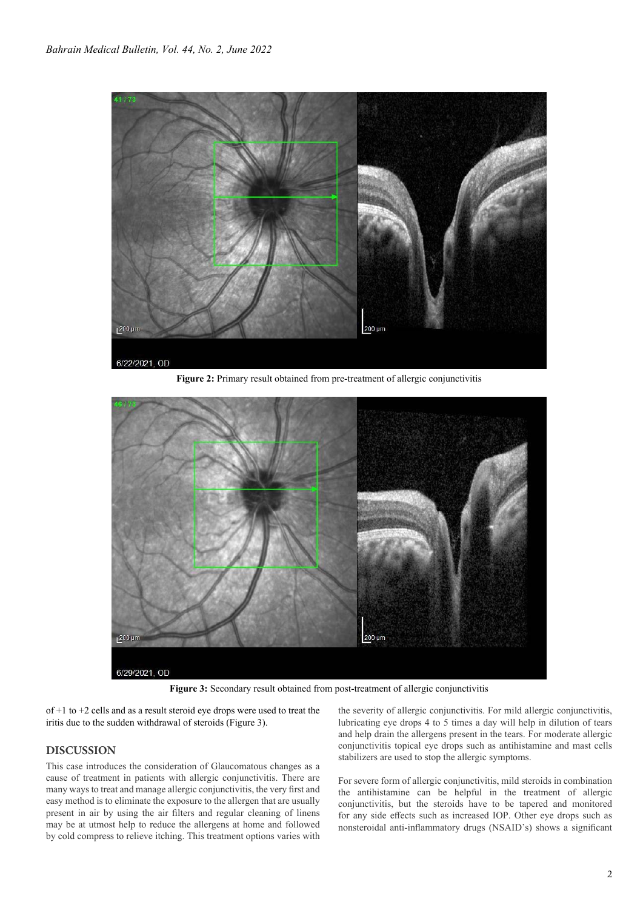Figure 2: Primary result obtained from pre-treatment of allergic conjunctivitis

Figure 3: Secondary result obtained from post-treatment of allergic conjunctivitis

of +1 to +2 cells and as a result steroid eye drops were used to treat the iritis due to the sudden withdrawal of steroids (Figure 3).

## DISCUSSION

This case introduces the consideration of Glaucomatous changes as a cause of treatment in patients with allergic conjunctivitis. There are many ways to treat and manage allergic conjunctivitis, the very first and easy method is to eliminate the exposure to the allergen that are usually present in air by using the air filters and regular cleaning of linens may be at utmost help to reduce the allergens at home and followed by cold compress to relieve itching. This treatment options varies with the severity of allergic conjunctivitis. For mild allergic conjunctivitis, lubricating eye drops 4 to 5 times a day will help in dilution of tears and help drain the allergens present in the tears. For moderate allergic conjunctivitis topical eye drops such as antihistamine and mast cells stabilizers are used to stop the allergic symptoms.

For severe form of allergic conjunctivitis, mild steroids in combination the antihistamine can be helpful in the treatment of allergic conjunctivitis, but the steroids have to be tapered and monitored for any side effects such as increased IOP. Other eye drops such as nonsteroidal anti-inflammatory drugs (NSAID's) shows a significant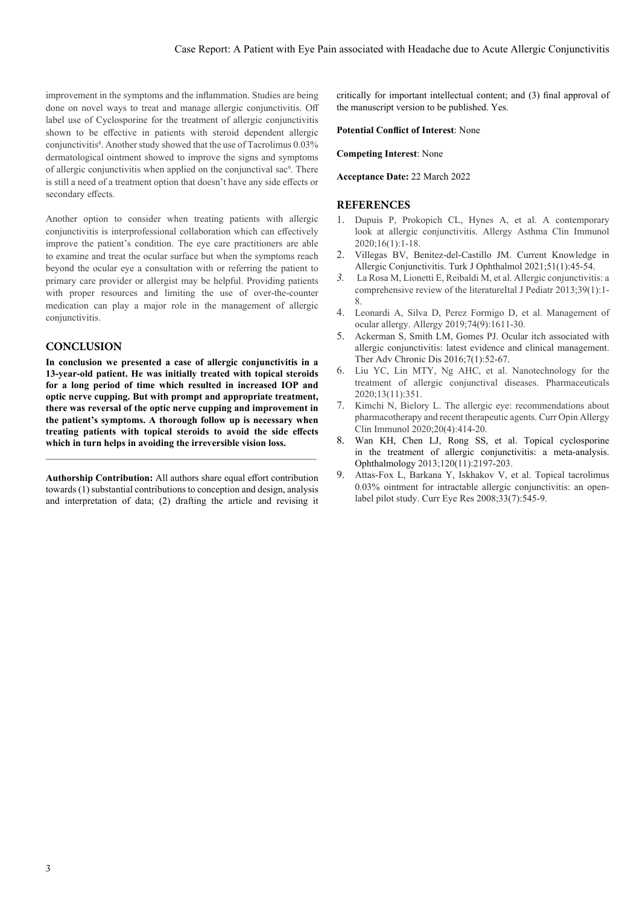improvement in the symptoms and the inflammation. Studies are being done on novel ways to treat and manage allergic conjunctivitis. Off label use of Cyclosporine for the treatment of allergic conjunctivitis shown to be effective in patients with steroid dependent allergic conjunctivitis[8]. Another study showed that the use of Tacrolimus 0.03% dermatological ointment showed to improve the signs and symptoms of allergic conjunctivitis when applied on the conjunctival sac[9]. There is still a need of a treatment option that doesn't have any side effects or secondary effects.

Another option to consider when treating patients with allergic conjunctivitis is interprofessional collaboration which can effectively improve the patient's condition. The eye care practitioners are able to examine and treat the ocular surface but when the symptoms reach beyond the ocular eye a consultation with or referring the patient to primary care provider or allergist may be helpful. Providing patients with proper resources and limiting the use of over-the-counter medication can play a major role in the management of allergic conjunctivitis.

## CONCLUSION

**In conclusion we presented a case of allergic conjunctivitis in a 13-year-old patient. He was initially treated with topical steroids for a long period of time which resulted in increased IOP and optic nerve cupping. But with prompt and appropriate treatment, there was reversal of the optic nerve cupping and improvement in the patient's symptoms. A thorough follow up is necessary when treating patients with topical steroids to avoid the side effects which in turn helps in avoiding the irreversible vision loss.**

---

**Authorship Contribution:** All authors share equal effort contribution towards (1) substantial contributions to conception and design, analysis and interpretation of data; (2) drafting the article and revising it critically for important intellectual content; and (3) final approval of the manuscript version to be published. Yes.

**Potential Conflict of Interest**: None

**Competing Interest**: None

**Acceptance Date:** 22 March 2022

## REFERENCES

1. Dupuis P, Prokopich CL, Hynes A, et al. A contemporary look at allergic conjunctivitis. Allergy Asthma Clin Immunol 2020;16(1):1-18.
2. Villegas BV, Benitez-del-Castillo JM. Current Knowledge in Allergic Conjunctivitis. Turk J Ophthalmol 2021;51(1):45-54.
3. La Rosa M, Lionetti E, Reibaldi M, et al. Allergic conjunctivitis: a comprehensive review of the literatureItal J Pediatr 2013;39(1):1-8.
4. Leonardi A, Silva D, Perez Formigo D, et al. Management of ocular allergy. Allergy 2019;74(9):1611-30.
5. Ackerman S, Smith LM, Gomes PJ. Ocular itch associated with allergic conjunctivitis: latest evidence and clinical management. Ther Adv Chronic Dis 2016;7(1):52-67.
6. Liu YC, Lin MTY, Ng AHC, et al. Nanotechnology for the treatment of allergic conjunctival diseases. Pharmaceuticals 2020;13(11):351.
7. Kimchi N, Bielory L. The allergic eye: recommendations about pharmacotherapy and recent therapeutic agents. Curr Opin Allergy Clin Immunol 2020;20(4):414-20.
8. Wan KH, Chen LJ, Rong SS, et al. Topical cyclosporine in the treatment of allergic conjunctivitis: a meta-analysis. Ophthalmology 2013;120(11):2197-203.
9. Attas-Fox L, Barkana Y, Iskhakov V, et al. Topical tacrolimus 0.03% ointment for intractable allergic conjunctivitis: an open-label pilot study. Curr Eye Res 2008;33(7):545-9.